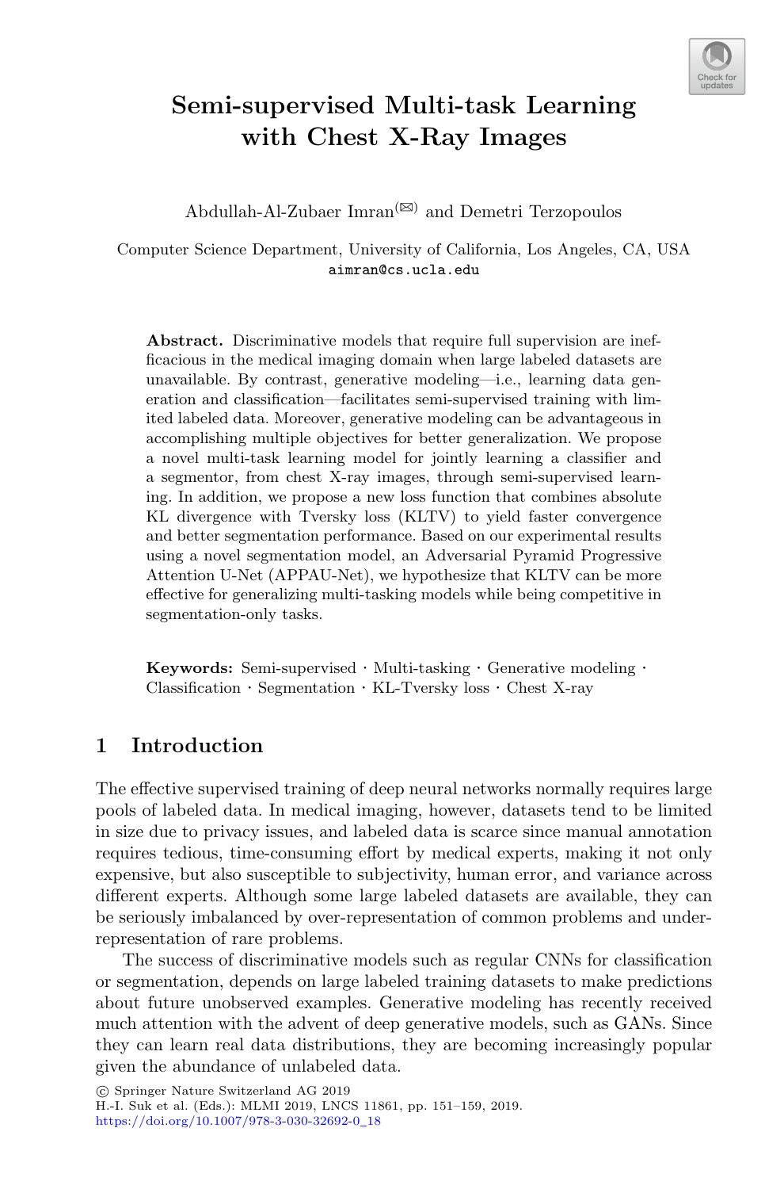# Semi-supervised Multi-task Learning with Chest X-Ray Images

Abdullah-Al-Zubaer Imran[✉] and Demetri Terzopoulos

Computer Science Department, University of California, Los Angeles, CA, USA
aimran@cs.ucla.edu

**Abstract.** Discriminative models that require full supervision are inefficacious in the medical imaging domain when large labeled datasets are unavailable. By contrast, generative modeling—i.e., learning data generation and classification—facilitates semi-supervised training with limited labeled data. Moreover, generative modeling can be advantageous in accomplishing multiple objectives for better generalization. We propose a novel multi-task learning model for jointly learning a classifier and a segmentor, from chest X-ray images, through semi-supervised learning. In addition, we propose a new loss function that combines absolute KL divergence with Tversky loss (KLTV) to yield faster convergence and better segmentation performance. Based on our experimental results using a novel segmentation model, an Adversarial Pyramid Progressive Attention U-Net (APPAU-Net), we hypothesize that KLTV can be more effective for generalizing multi-tasking models while being competitive in segmentation-only tasks.

**Keywords:** Semi-supervised · Multi-tasking · Generative modeling · Classification · Segmentation · KL-Tversky loss · Chest X-ray

## 1 Introduction

The effective supervised training of deep neural networks normally requires large pools of labeled data. In medical imaging, however, datasets tend to be limited in size due to privacy issues, and labeled data is scarce since manual annotation requires tedious, time-consuming effort by medical experts, making it not only expensive, but also susceptible to subjectivity, human error, and variance across different experts. Although some large labeled datasets are available, they can be seriously imbalanced by over-representation of common problems and under-representation of rare problems.

The success of discriminative models such as regular CNNs for classification or segmentation, depends on large labeled training datasets to make predictions about future unobserved examples. Generative modeling has recently received much attention with the advent of deep generative models, such as GANs. Since they can learn real data distributions, they are becoming increasingly popular given the abundance of unlabeled data.

© Springer Nature Switzerland AG 2019
H.-I. Suk et al. (Eds.): MLMI 2019, LNCS 11861, pp. 151–159, 2019.
https://doi.org/10.1007/978-3-030-32692-0_18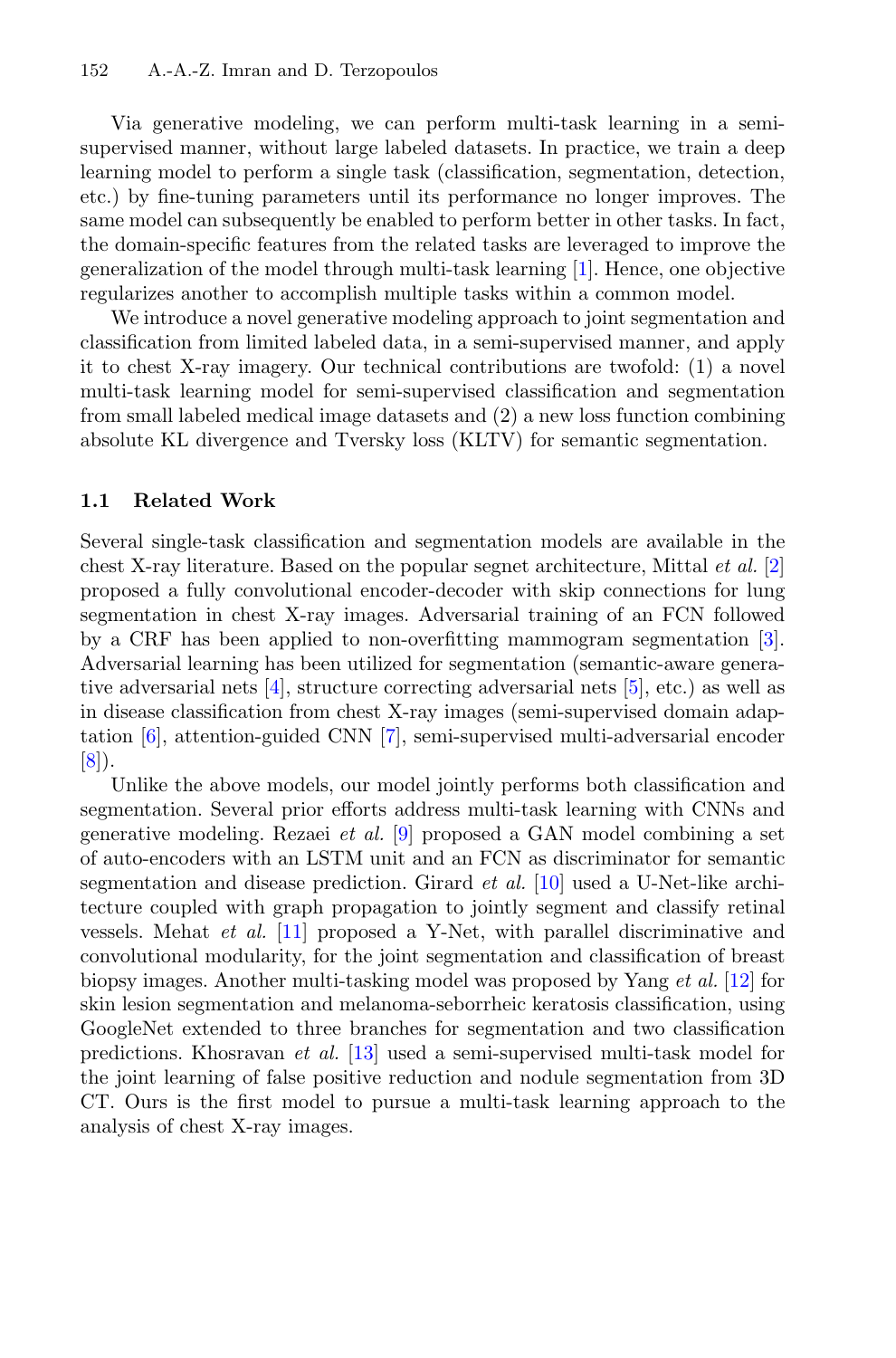Via generative modeling, we can perform multi-task learning in a semi-supervised manner, without large labeled datasets. In practice, we train a deep learning model to perform a single task (classification, segmentation, detection, etc.) by fine-tuning parameters until its performance no longer improves. The same model can subsequently be enabled to perform better in other tasks. In fact, the domain-specific features from the related tasks are leveraged to improve the generalization of the model through multi-task learning [1]. Hence, one objective regularizes another to accomplish multiple tasks within a common model.

We introduce a novel generative modeling approach to joint segmentation and classification from limited labeled data, in a semi-supervised manner, and apply it to chest X-ray imagery. Our technical contributions are twofold: (1) a novel multi-task learning model for semi-supervised classification and segmentation from small labeled medical image datasets and (2) a new loss function combining absolute KL divergence and Tversky loss (KLTV) for semantic segmentation.

### 1.1 Related Work

Several single-task classification and segmentation models are available in the chest X-ray literature. Based on the popular segnet architecture, Mittal *et al.* [2] proposed a fully convolutional encoder-decoder with skip connections for lung segmentation in chest X-ray images. Adversarial training of an FCN followed by a CRF has been applied to non-overfitting mammogram segmentation [3]. Adversarial learning has been utilized for segmentation (semantic-aware generative adversarial nets [4], structure correcting adversarial nets [5], etc.) as well as in disease classification from chest X-ray images (semi-supervised domain adaptation [6], attention-guided CNN [7], semi-supervised multi-adversarial encoder [8]).

Unlike the above models, our model jointly performs both classification and segmentation. Several prior efforts address multi-task learning with CNNs and generative modeling. Rezaei *et al.* [9] proposed a GAN model combining a set of auto-encoders with an LSTM unit and an FCN as discriminator for semantic segmentation and disease prediction. Girard *et al.* [10] used a U-Net-like architecture coupled with graph propagation to jointly segment and classify retinal vessels. Mehat *et al.* [11] proposed a Y-Net, with parallel discriminative and convolutional modularity, for the joint segmentation and classification of breast biopsy images. Another multi-tasking model was proposed by Yang *et al.* [12] for skin lesion segmentation and melanoma-seborrheic keratosis classification, using GoogleNet extended to three branches for segmentation and two classification predictions. Khosravan *et al.* [13] used a semi-supervised multi-task model for the joint learning of false positive reduction and nodule segmentation from 3D CT. Ours is the first model to pursue a multi-task learning approach to the analysis of chest X-ray images.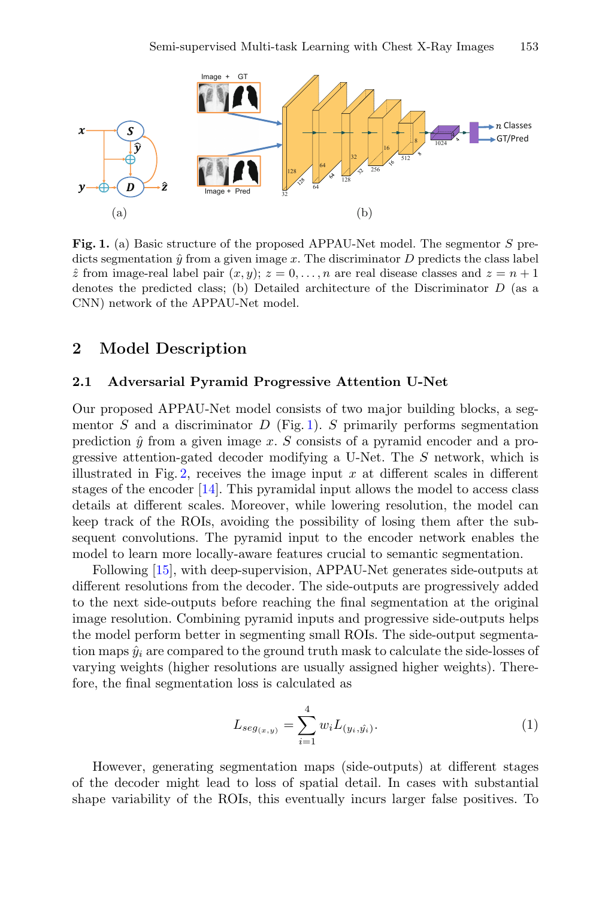**Fig. 1.** (a) Basic structure of the proposed APPAU-Net model. The segmentor $S$ predicts segmentation $\hat{y}$ from a given image $x$. The discriminator $D$ predicts the class label $\hat{z}$ from image-real label pair $(x, y)$; $z = 0, \ldots, n$ are real disease classes and $z = n + 1$ denotes the predicted class; (b) Detailed architecture of the Discriminator $D$ (as a CNN) network of the APPAU-Net model.

## 2 Model Description

### 2.1 Adversarial Pyramid Progressive Attention U-Net

Our proposed APPAU-Net model consists of two major building blocks, a segmentor $S$ and a discriminator $D$ (Fig. 1). $S$ primarily performs segmentation prediction $\hat{y}$ from a given image $x$. $S$ consists of a pyramid encoder and a progressive attention-gated decoder modifying a U-Net. The $S$ network, which is illustrated in Fig. 2, receives the image input $x$ at different scales in different stages of the encoder [14]. This pyramidal input allows the model to access class details at different scales. Moreover, while lowering resolution, the model can keep track of the ROIs, avoiding the possibility of losing them after the subsequent convolutions. The pyramid input to the encoder network enables the model to learn more locally-aware features crucial to semantic segmentation.

Following [15], with deep-supervision, APPAU-Net generates side-outputs at different resolutions from the decoder. The side-outputs are progressively added to the next side-outputs before reaching the final segmentation at the original image resolution. Combining pyramid inputs and progressive side-outputs helps the model perform better in segmenting small ROIs. The side-output segmentation maps $\hat{y}_i$ are compared to the ground truth mask to calculate the side-losses of varying weights (higher resolutions are usually assigned higher weights). Therefore, the final segmentation loss is calculated as

$$L_{seg_{(x,y)}} = \sum_{i=1}^{4} w_i L_{(y_i, \hat{y_i})}. \tag{1}$$

However, generating segmentation maps (side-outputs) at different stages of the decoder might lead to loss of spatial detail. In cases with substantial shape variability of the ROIs, this eventually incurs larger false positives. To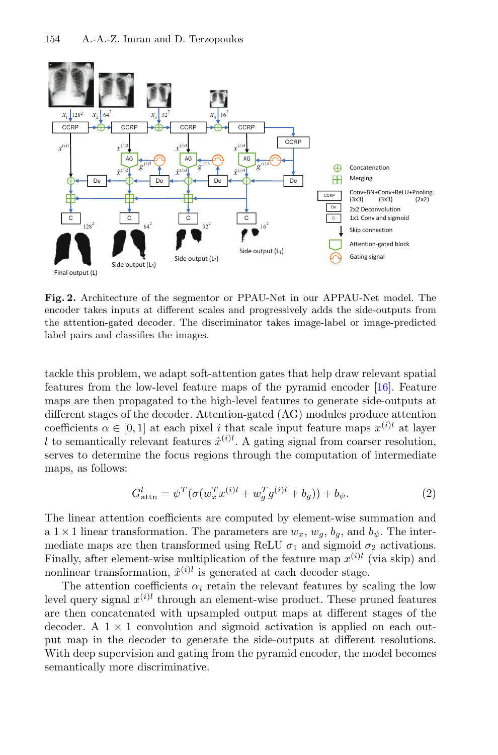**Fig. 2.** Architecture of the segmentor or PPAU-Net in our APPAU-Net model. The encoder takes inputs at different scales and progressively adds the side-outputs from the attention-gated decoder. The discriminator takes image-label or image-predicted label pairs and classifies the images.

tackle this problem, we adapt soft-attention gates that help draw relevant spatial features from the low-level feature maps of the pyramid encoder [16]. Feature maps are then propagated to the high-level features to generate side-outputs at different stages of the decoder. Attention-gated (AG) modules produce attention coefficients $\alpha \in [0, 1]$ at each pixel $i$ that scale input feature maps $x^{(i)l}$ at layer $l$ to semantically relevant features $\hat{x}^{(i)l}$. A gating signal from coarser resolution, serves to determine the focus regions through the computation of intermediate maps, as follows:

$$G^{l}_{\text{attn}} = \psi^{T}(\sigma(w_x^{T} x^{(i)l} + w_g^{T} g^{(i)l} + b_g)) + b_{\psi}. \tag{2}$$

The linear attention coefficients are computed by element-wise summation and a $1 \times 1$ linear transformation. The parameters are $w_x$, $w_g$, $b_g$, and $b_{\psi}$. The intermediate maps are then transformed using ReLU $\sigma_1$ and sigmoid $\sigma_2$ activations. Finally, after element-wise multiplication of the feature map $x^{(i)l}$ (via skip) and nonlinear transformation, $\hat{x}^{(i)l}$ is generated at each decoder stage.

The attention coefficients $\alpha_i$ retain the relevant features by scaling the low level query signal $x^{(i)l}$ through an element-wise product. These pruned features are then concatenated with upsampled output maps at different stages of the decoder. A $1 \times 1$ convolution and sigmoid activation is applied on each output map in the decoder to generate the side-outputs at different resolutions. With deep supervision and gating from the pyramid encoder, the model becomes semantically more discriminative.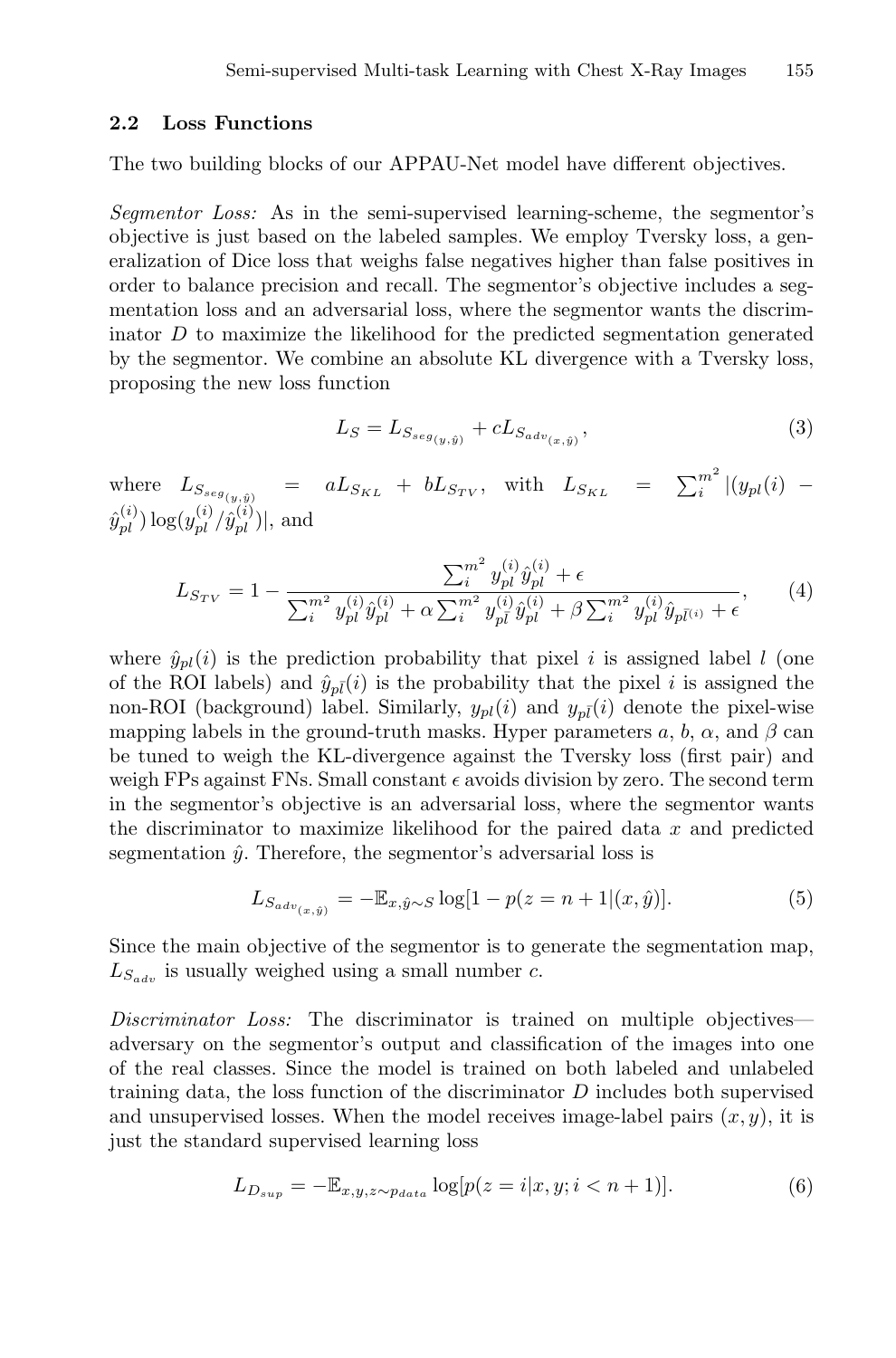### 2.2 Loss Functions

The two building blocks of our APPAU-Net model have different objectives.

*Segmentor Loss:* As in the semi-supervised learning-scheme, the segmentor's objective is just based on the labeled samples. We employ Tversky loss, a generalization of Dice loss that weighs false negatives higher than false positives in order to balance precision and recall. The segmentor's objective includes a segmentation loss and an adversarial loss, where the segmentor wants the discriminator $D$ to maximize the likelihood for the predicted segmentation generated by the segmentor. We combine an absolute KL divergence with a Tversky loss, proposing the new loss function

$$L_S = L_{S_{seg_{(y,\hat{y})}}} + cL_{S_{adv_{(x,\hat{y})}}}, \tag{3}$$

where $L_{S_{seg_{(y,\hat{y})}}} = aL_{S_{KL}} + bL_{S_{TV}}$, with $L_{S_{KL}} = \sum_i^{m^2} |(y_{pl}(i) - \hat{y}_{pl}^{(i)}) \log(y_{pl}^{(i)}/\hat{y}_{pl}^{(i)})|$, and

$$L_{S_{TV}} = 1 - \frac{\sum_i^{m^2} y_{pl}^{(i)} \hat{y}_{pl}^{(i)} + \epsilon}{\sum_i^{m^2} y_{pl}^{(i)} \hat{y}_{pl}^{(i)} + \alpha \sum_i^{m^2} y_{p\bar{l}}^{(i)} \hat{y}_{pl}^{(i)} + \beta \sum_i^{m^2} y_{pl}^{(i)} \hat{y}_{p\bar{l}^{(i)}} + \epsilon}, \tag{4}$$

where $\hat{y}_{pl}(i)$ is the prediction probability that pixel $i$ is assigned label $l$ (one of the ROI labels) and $\hat{y}_{p\bar{l}}(i)$ is the probability that the pixel $i$ is assigned the non-ROI (background) label. Similarly, $y_{pl}(i)$ and $y_{p\bar{l}}(i)$ denote the pixel-wise mapping labels in the ground-truth masks. Hyper parameters $a$, $b$, $\alpha$, and $\beta$ can be tuned to weigh the KL-divergence against the Tversky loss (first pair) and weigh FPs against FNs. Small constant $\epsilon$ avoids division by zero. The second term in the segmentor's objective is an adversarial loss, where the segmentor wants the discriminator to maximize likelihood for the paired data $x$ and predicted segmentation $\hat{y}$. Therefore, the segmentor's adversarial loss is

$$L_{S_{adv_{(x,\hat{y})}}} = -\mathbb{E}_{x,\hat{y}\sim S} \log[1 - p(z = n+1|(x,\hat{y})]. \tag{5}$$

Since the main objective of the segmentor is to generate the segmentation map, $L_{S_{adv}}$ is usually weighed using a small number $c$.

*Discriminator Loss:* The discriminator is trained on multiple objectives—adversary on the segmentor's output and classification of the images into one of the real classes. Since the model is trained on both labeled and unlabeled training data, the loss function of the discriminator $D$ includes both supervised and unsupervised losses. When the model receives image-label pairs $(x, y)$, it is just the standard supervised learning loss

$$L_{D_{sup}} = -\mathbb{E}_{x,y,z\sim p_{data}} \log[p(z = i|x, y; i < n+1)]. \tag{6}$$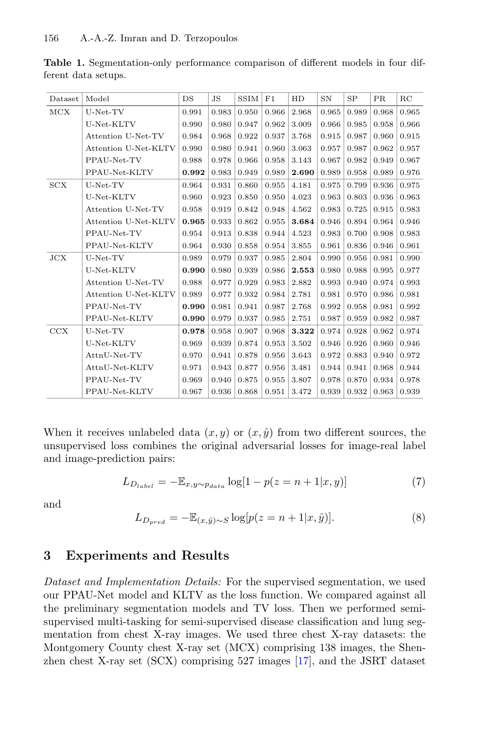**Table 1.** Segmentation-only performance comparison of different models in four different data setups.

| Dataset | Model | DS | JS | SSIM | F1 | HD | SN | SP | PR | RC |
|---|---|---|---|---|---|---|---|---|---|---|
| MCX | U-Net-TV | 0.991 | 0.983 | 0.950 | 0.966 | 2.968 | 0.965 | 0.989 | 0.968 | 0.965 |
| | U-Net-KLTV | 0.990 | 0.980 | 0.947 | 0.962 | 3.009 | 0.966 | 0.985 | 0.958 | 0.966 |
| | Attention U-Net-TV | 0.984 | 0.968 | 0.922 | 0.937 | 3.768 | 0.915 | 0.987 | 0.960 | 0.915 |
| | Attention U-Net-KLTV | 0.990 | 0.980 | 0.941 | 0.960 | 3.063 | 0.957 | 0.987 | 0.962 | 0.957 |
| | PPAU-Net-TV | 0.988 | 0.978 | 0.966 | 0.958 | 3.143 | 0.967 | 0.982 | 0.949 | 0.967 |
| | PPAU-Net-KLTV | **0.992** | 0.983 | 0.949 | 0.989 | **2.690** | 0.989 | 0.958 | 0.989 | 0.976 |
| SCX | U-Net-TV | 0.964 | 0.931 | 0.860 | 0.955 | 4.181 | 0.975 | 0.799 | 0.936 | 0.975 |
| | U-Net-KLTV | 0.960 | 0.923 | 0.850 | 0.950 | 4.023 | 0.963 | 0.803 | 0.936 | 0.963 |
| | Attention U-Net-TV | 0.958 | 0.919 | 0.842 | 0.948 | 4.562 | 0.983 | 0.725 | 0.915 | 0.983 |
| | Attention U-Net-KLTV | **0.965** | 0.933 | 0.862 | 0.955 | **3.684** | 0.946 | 0.894 | 0.964 | 0.946 |
| | PPAU-Net-TV | 0.954 | 0.913 | 0.838 | 0.944 | 4.523 | 0.983 | 0.700 | 0.908 | 0.983 |
| | PPAU-Net-KLTV | 0.964 | 0.930 | 0.858 | 0.954 | 3.855 | 0.961 | 0.836 | 0.946 | 0.961 |
| JCX | U-Net-TV | 0.989 | 0.979 | 0.937 | 0.985 | 2.804 | 0.990 | 0.956 | 0.981 | 0.990 |
| | U-Net-KLTV | **0.990** | 0.980 | 0.939 | 0.986 | **2.553** | 0.980 | 0.988 | 0.995 | 0.977 |
| | Attention U-Net-TV | 0.988 | 0.977 | 0.929 | 0.983 | 2.882 | 0.993 | 0.940 | 0.974 | 0.993 |
| | Attention U-Net-KLTV | 0.989 | 0.977 | 0.932 | 0.984 | 2.781 | 0.981 | 0.970 | 0.986 | 0.981 |
| | PPAU-Net-TV | **0.990** | 0.981 | 0.941 | 0.987 | 2.768 | 0.992 | 0.958 | 0.981 | 0.992 |
| | PPAU-Net-KLTV | **0.990** | 0.979 | 0.937 | 0.985 | 2.751 | 0.987 | 0.959 | 0.982 | 0.987 |
| CCX | U-Net-TV | **0.978** | 0.958 | 0.907 | 0.968 | **3.322** | 0.974 | 0.928 | 0.962 | 0.974 |
| | U-Net-KLTV | 0.969 | 0.939 | 0.874 | 0.953 | 3.502 | 0.946 | 0.926 | 0.960 | 0.946 |
| | AttnU-Net-TV | 0.970 | 0.941 | 0.878 | 0.956 | 3.643 | 0.972 | 0.883 | 0.940 | 0.972 |
| | AttnU-Net-KLTV | 0.971 | 0.943 | 0.877 | 0.956 | 3.481 | 0.944 | 0.941 | 0.968 | 0.944 |
| | PPAU-Net-TV | 0.969 | 0.940 | 0.875 | 0.955 | 3.807 | 0.978 | 0.870 | 0.934 | 0.978 |
| | PPAU-Net-KLTV | 0.967 | 0.936 | 0.868 | 0.951 | 3.472 | 0.939 | 0.932 | 0.963 | 0.939 |

When it receives unlabeled data $(x, y)$ or $(x, \hat{y})$ from two different sources, the unsupervised loss combines the original adversarial losses for image-real label and image-prediction pairs:

$$L_{D_{label}} = -\mathbb{E}_{x,y \sim p_{data}} \log[1 - p(z = n + 1|x, y)] \tag{7}$$

and

$$L_{D_{pred}} = -\mathbb{E}_{(x,\hat{y}) \sim S} \log[p(z = n + 1|x, \hat{y})]. \tag{8}$$

## 3 Experiments and Results

*Dataset and Implementation Details:* For the supervised segmentation, we used our PPAU-Net model and KLTV as the loss function. We compared against all the preliminary segmentation models and TV loss. Then we performed semi-supervised multi-tasking for semi-supervised disease classification and lung segmentation from chest X-ray images. We used three chest X-ray datasets: the Montgomery County chest X-ray set (MCX) comprising 138 images, the Shenzhen chest X-ray set (SCX) comprising 527 images [17], and the JSRT dataset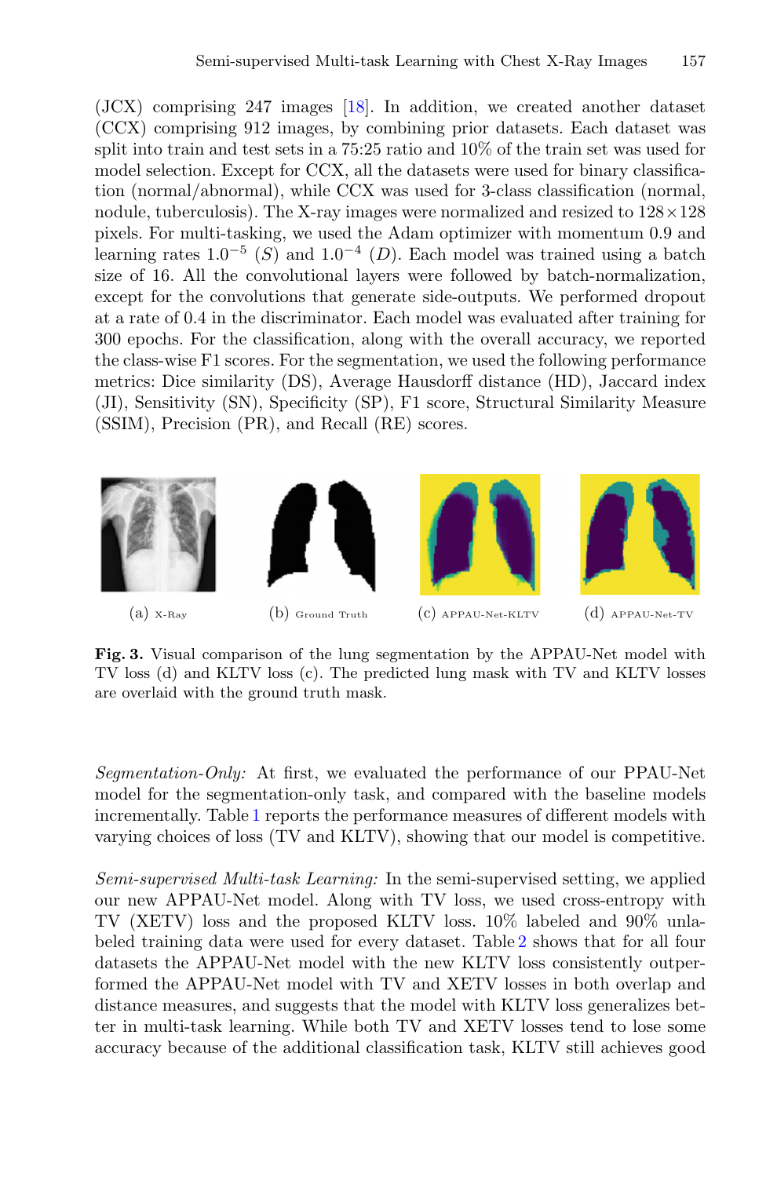(JCX) comprising 247 images [18]. In addition, we created another dataset (CCX) comprising 912 images, by combining prior datasets. Each dataset was split into train and test sets in a 75:25 ratio and 10% of the train set was used for model selection. Except for CCX, all the datasets were used for binary classification (normal/abnormal), while CCX was used for 3-class classification (normal, nodule, tuberculosis). The X-ray images were normalized and resized to $128 \times 128$ pixels. For multi-tasking, we used the Adam optimizer with momentum 0.9 and learning rates $1.0^{-5}$ ($S$) and $1.0^{-4}$ ($D$). Each model was trained using a batch size of 16. All the convolutional layers were followed by batch-normalization, except for the convolutions that generate side-outputs. We performed dropout at a rate of 0.4 in the discriminator. Each model was evaluated after training for 300 epochs. For the classification, along with the overall accuracy, we reported the class-wise F1 scores. For the segmentation, we used the following performance metrics: Dice similarity (DS), Average Hausdorff distance (HD), Jaccard index (JI), Sensitivity (SN), Specificity (SP), F1 score, Structural Similarity Measure (SSIM), Precision (PR), and Recall (RE) scores.

(a) X-Ray (b) Ground Truth (c) APPAU-Net-KLTV (d) APPAU-Net-TV

**Fig. 3.** Visual comparison of the lung segmentation by the APPAU-Net model with TV loss (d) and KLTV loss (c). The predicted lung mask with TV and KLTV losses are overlaid with the ground truth mask.

*Segmentation-Only:* At first, we evaluated the performance of our PPAU-Net model for the segmentation-only task, and compared with the baseline models incrementally. Table 1 reports the performance measures of different models with varying choices of loss (TV and KLTV), showing that our model is competitive.

*Semi-supervised Multi-task Learning:* In the semi-supervised setting, we applied our new APPAU-Net model. Along with TV loss, we used cross-entropy with TV (XETV) loss and the proposed KLTV loss. 10% labeled and 90% unlabeled training data were used for every dataset. Table 2 shows that for all four datasets the APPAU-Net model with the new KLTV loss consistently outperformed the APPAU-Net model with TV and XETV losses in both overlap and distance measures, and suggests that the model with KLTV loss generalizes better in multi-task learning. While both TV and XETV losses tend to lose some accuracy because of the additional classification task, KLTV still achieves good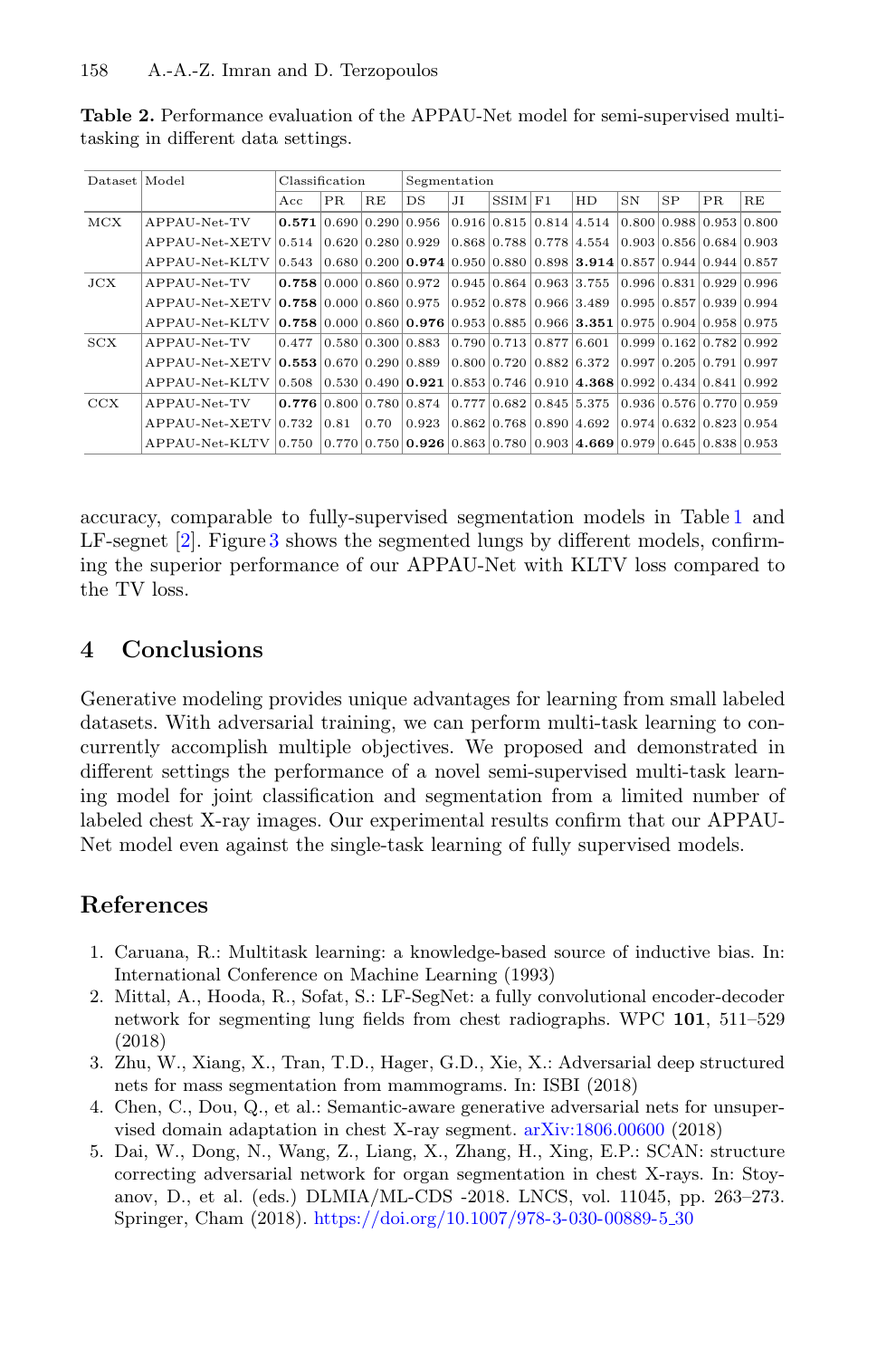**Table 2.** Performance evaluation of the APPAU-Net model for semi-supervised multi-tasking in different data settings.

| Dataset | Model | Classification | | | Segmentation | | | | | | | | |
|---|---|---|---|---|---|---|---|---|---|---|---|---|---|
| | | Acc | PR | RE | DS | JI | SSIM | F1 | HD | SN | SP | PR | RE |
| MCX | APPAU-Net-TV | **0.571** | 0.690 | 0.290 | 0.956 | 0.916 | 0.815 | 0.814 | 4.514 | 0.800 | 0.988 | 0.953 | 0.800 |
| | APPAU-Net-XETV | 0.514 | 0.620 | 0.280 | 0.929 | 0.868 | 0.788 | 0.778 | 4.554 | 0.903 | 0.856 | 0.684 | 0.903 |
| | APPAU-Net-KLTV | 0.543 | 0.680 | 0.200 | **0.974** | 0.950 | 0.880 | 0.898 | **3.914** | 0.857 | 0.944 | 0.944 | 0.857 |
| JCX | APPAU-Net-TV | **0.758** | 0.000 | 0.860 | 0.972 | 0.945 | 0.864 | 0.963 | 3.755 | 0.996 | 0.831 | 0.929 | 0.996 |
| | APPAU-Net-XETV | **0.758** | 0.000 | 0.860 | 0.975 | 0.952 | 0.878 | 0.966 | 3.489 | 0.995 | 0.857 | 0.939 | 0.994 |
| | APPAU-Net-KLTV | **0.758** | 0.000 | 0.860 | **0.976** | 0.953 | 0.885 | 0.966 | **3.351** | 0.975 | 0.904 | 0.958 | 0.975 |
| SCX | APPAU-Net-TV | 0.477 | 0.580 | 0.300 | 0.883 | 0.790 | 0.713 | 0.877 | 6.601 | 0.999 | 0.162 | 0.782 | 0.992 |
| | APPAU-Net-XETV | **0.553** | 0.670 | 0.290 | 0.889 | 0.800 | 0.720 | 0.882 | 6.372 | 0.997 | 0.205 | 0.791 | 0.997 |
| | APPAU-Net-KLTV | 0.508 | 0.530 | 0.490 | **0.921** | 0.853 | 0.746 | 0.910 | **4.368** | 0.992 | 0.434 | 0.841 | 0.992 |
| CCX | APPAU-Net-TV | **0.776** | 0.800 | 0.780 | 0.874 | 0.777 | 0.682 | 0.845 | 5.375 | 0.936 | 0.576 | 0.770 | 0.959 |
| | APPAU-Net-XETV | 0.732 | 0.81 | 0.70 | 0.923 | 0.862 | 0.768 | 0.890 | 4.692 | 0.974 | 0.632 | 0.823 | 0.954 |
| | APPAU-Net-KLTV | 0.750 | 0.770 | 0.750 | **0.926** | 0.863 | 0.780 | 0.903 | **4.669** | 0.979 | 0.645 | 0.838 | 0.953 |

accuracy, comparable to fully-supervised segmentation models in Table 1 and LF-segnet [2]. Figure 3 shows the segmented lungs by different models, confirming the superior performance of our APPAU-Net with KLTV loss compared to the TV loss.

## 4 Conclusions

Generative modeling provides unique advantages for learning from small labeled datasets. With adversarial training, we can perform multi-task learning to concurrently accomplish multiple objectives. We proposed and demonstrated in different settings the performance of a novel semi-supervised multi-task learning model for joint classification and segmentation from a limited number of labeled chest X-ray images. Our experimental results confirm that our APPAU-Net model even against the single-task learning of fully supervised models.

## References

1. Caruana, R.: Multitask learning: a knowledge-based source of inductive bias. In: International Conference on Machine Learning (1993)
2. Mittal, A., Hooda, R., Sofat, S.: LF-SegNet: a fully convolutional encoder-decoder network for segmenting lung fields from chest radiographs. WPC **101**, 511–529 (2018)
3. Zhu, W., Xiang, X., Tran, T.D., Hager, G.D., Xie, X.: Adversarial deep structured nets for mass segmentation from mammograms. In: ISBI (2018)
4. Chen, C., Dou, Q., et al.: Semantic-aware generative adversarial nets for unsupervised domain adaptation in chest X-ray segment. arXiv:1806.00600 (2018)
5. Dai, W., Dong, N., Wang, Z., Liang, X., Zhang, H., Xing, E.P.: SCAN: structure correcting adversarial network for organ segmentation in chest X-rays. In: Stoyanov, D., et al. (eds.) DLMIA/ML-CDS -2018. LNCS, vol. 11045, pp. 263–273. Springer, Cham (2018). https://doi.org/10.1007/978-3-030-00889-5_30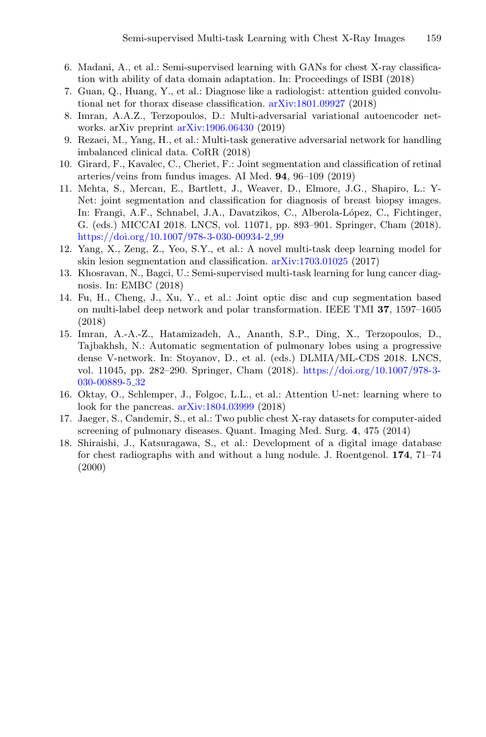6. Madani, A., et al.: Semi-supervised learning with GANs for chest X-ray classification with ability of data domain adaptation. In: Proceedings of ISBI (2018)
7. Guan, Q., Huang, Y., et al.: Diagnose like a radiologist: attention guided convolutional net for thorax disease classification. arXiv:1801.09927 (2018)
8. Imran, A.A.Z., Terzopoulos, D.: Multi-adversarial variational autoencoder networks. arXiv preprint arXiv:1906.06430 (2019)
9. Rezaei, M., Yang, H., et al.: Multi-task generative adversarial network for handling imbalanced clinical data. CoRR (2018)
10. Girard, F., Kavalec, C., Cheriet, F.: Joint segmentation and classification of retinal arteries/veins from fundus images. AI Med. **94**, 96–109 (2019)
11. Mehta, S., Mercan, E., Bartlett, J., Weaver, D., Elmore, J.G., Shapiro, L.: Y-Net: joint segmentation and classification for diagnosis of breast biopsy images. In: Frangi, A.F., Schnabel, J.A., Davatzikos, C., Alberola-López, C., Fichtinger, G. (eds.) MICCAI 2018. LNCS, vol. 11071, pp. 893–901. Springer, Cham (2018). https://doi.org/10.1007/978-3-030-00934-2_99
12. Yang, X., Zeng, Z., Yeo, S.Y., et al.: A novel multi-task deep learning model for skin lesion segmentation and classification. arXiv:1703.01025 (2017)
13. Khosravan, N., Bagci, U.: Semi-supervised multi-task learning for lung cancer diagnosis. In: EMBC (2018)
14. Fu, H., Cheng, J., Xu, Y., et al.: Joint optic disc and cup segmentation based on multi-label deep network and polar transformation. IEEE TMI **37**, 1597–1605 (2018)
15. Imran, A.-A.-Z., Hatamizadeh, A., Ananth, S.P., Ding, X., Terzopoulos, D., Tajbakhsh, N.: Automatic segmentation of pulmonary lobes using a progressive dense V-network. In: Stoyanov, D., et al. (eds.) DLMIA/ML-CDS 2018. LNCS, vol. 11045, pp. 282–290. Springer, Cham (2018). https://doi.org/10.1007/978-3-030-00889-5_32
16. Oktay, O., Schlemper, J., Folgoc, L.L., et al.: Attention U-net: learning where to look for the pancreas. arXiv:1804.03999 (2018)
17. Jaeger, S., Candemir, S., et al.: Two public chest X-ray datasets for computer-aided screening of pulmonary diseases. Quant. Imaging Med. Surg. **4**, 475 (2014)
18. Shiraishi, J., Katsuragawa, S., et al.: Development of a digital image database for chest radiographs with and without a lung nodule. J. Roentgenol. **174**, 71–74 (2000)